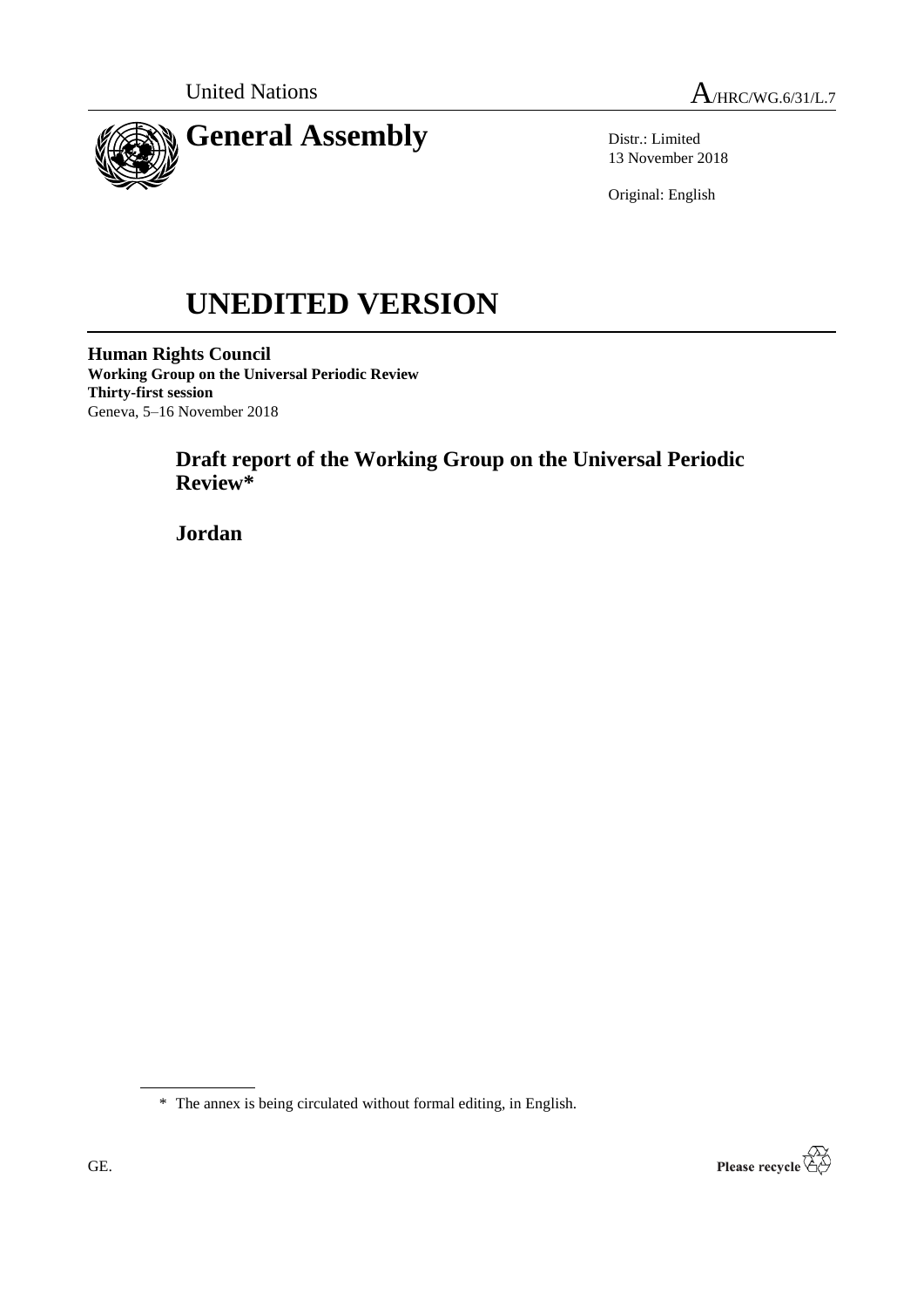United Nations

A/HRC/WG.6/31/L.7

# General Assembly

Distr.: Limited
13 November 2018

Original: English

# UNEDITED VERSION

**Human Rights Council**
**Working Group on the Universal Periodic Review**
**Thirty-first session**
Geneva, 5–16 November 2018

## Draft report of the Working Group on the Universal Periodic Review*

## Jordan

* The annex is being circulated without formal editing, in English.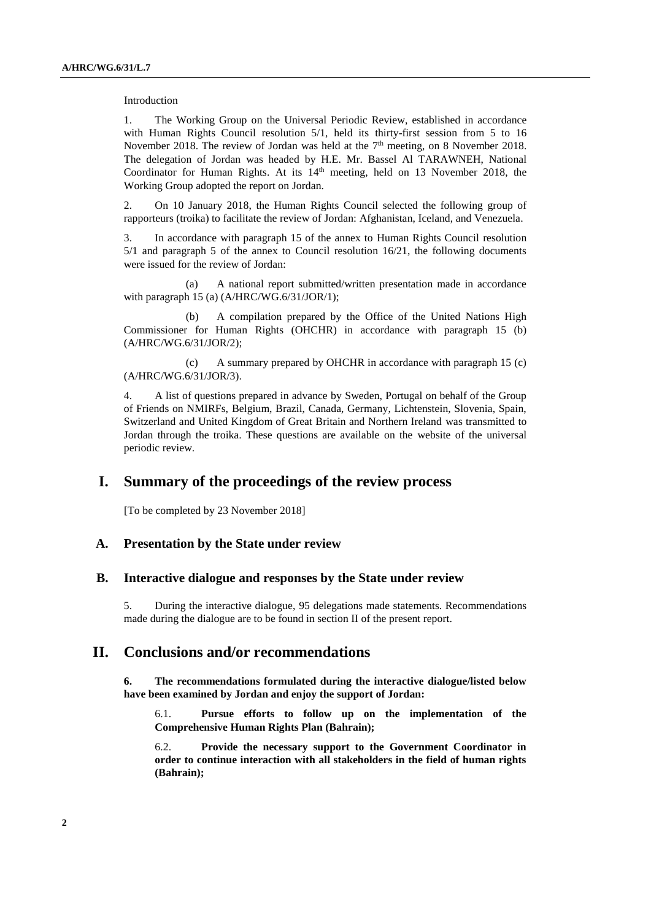Introduction

1. The Working Group on the Universal Periodic Review, established in accordance with Human Rights Council resolution 5/1, held its thirty-first session from 5 to 16 November 2018. The review of Jordan was held at the 7th meeting, on 8 November 2018. The delegation of Jordan was headed by H.E. Mr. Bassel Al TARAWNEH, National Coordinator for Human Rights. At its 14th meeting, held on 13 November 2018, the Working Group adopted the report on Jordan.

2. On 10 January 2018, the Human Rights Council selected the following group of rapporteurs (troika) to facilitate the review of Jordan: Afghanistan, Iceland, and Venezuela.

3. In accordance with paragraph 15 of the annex to Human Rights Council resolution 5/1 and paragraph 5 of the annex to Council resolution 16/21, the following documents were issued for the review of Jordan:

(a) A national report submitted/written presentation made in accordance with paragraph 15 (a) (A/HRC/WG.6/31/JOR/1);

(b) A compilation prepared by the Office of the United Nations High Commissioner for Human Rights (OHCHR) in accordance with paragraph 15 (b) (A/HRC/WG.6/31/JOR/2);

(c) A summary prepared by OHCHR in accordance with paragraph 15 (c) (A/HRC/WG.6/31/JOR/3).

4. A list of questions prepared in advance by Sweden, Portugal on behalf of the Group of Friends on NMIRFs, Belgium, Brazil, Canada, Germany, Lichtenstein, Slovenia, Spain, Switzerland and United Kingdom of Great Britain and Northern Ireland was transmitted to Jordan through the troika. These questions are available on the website of the universal periodic review.

# I. Summary of the proceedings of the review process

[To be completed by 23 November 2018]

## A. Presentation by the State under review

## B. Interactive dialogue and responses by the State under review

5. During the interactive dialogue, 95 delegations made statements. Recommendations made during the dialogue are to be found in section II of the present report.

# II. Conclusions and/or recommendations

**6. The recommendations formulated during the interactive dialogue/listed below have been examined by Jordan and enjoy the support of Jordan:**

6.1. **Pursue efforts to follow up on the implementation of the Comprehensive Human Rights Plan (Bahrain);**

6.2. **Provide the necessary support to the Government Coordinator in order to continue interaction with all stakeholders in the field of human rights (Bahrain);**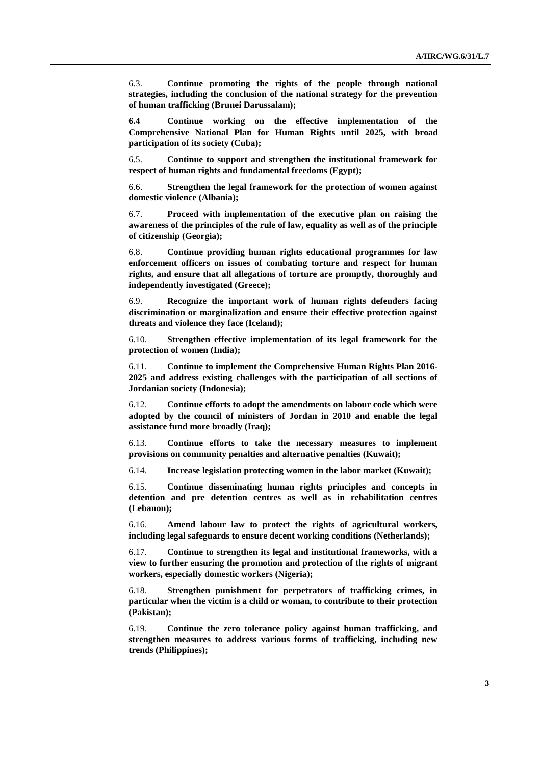6.3. **Continue promoting the rights of the people through national strategies, including the conclusion of the national strategy for the prevention of human trafficking (Brunei Darussalam);**

**6.4 Continue working on the effective implementation of the Comprehensive National Plan for Human Rights until 2025, with broad participation of its society (Cuba);**

6.5. **Continue to support and strengthen the institutional framework for respect of human rights and fundamental freedoms (Egypt);**

6.6. **Strengthen the legal framework for the protection of women against domestic violence (Albania);**

6.7. **Proceed with implementation of the executive plan on raising the awareness of the principles of the rule of law, equality as well as of the principle of citizenship (Georgia);**

6.8. **Continue providing human rights educational programmes for law enforcement officers on issues of combating torture and respect for human rights, and ensure that all allegations of torture are promptly, thoroughly and independently investigated (Greece);**

6.9. **Recognize the important work of human rights defenders facing discrimination or marginalization and ensure their effective protection against threats and violence they face (Iceland);**

6.10. **Strengthen effective implementation of its legal framework for the protection of women (India);**

6.11. **Continue to implement the Comprehensive Human Rights Plan 2016-2025 and address existing challenges with the participation of all sections of Jordanian society (Indonesia);**

6.12. **Continue efforts to adopt the amendments on labour code which were adopted by the council of ministers of Jordan in 2010 and enable the legal assistance fund more broadly (Iraq);**

6.13. **Continue efforts to take the necessary measures to implement provisions on community penalties and alternative penalties (Kuwait);**

6.14. **Increase legislation protecting women in the labor market (Kuwait);**

6.15. **Continue disseminating human rights principles and concepts in detention and pre detention centres as well as in rehabilitation centres (Lebanon);**

6.16. **Amend labour law to protect the rights of agricultural workers, including legal safeguards to ensure decent working conditions (Netherlands);**

6.17. **Continue to strengthen its legal and institutional frameworks, with a view to further ensuring the promotion and protection of the rights of migrant workers, especially domestic workers (Nigeria);**

6.18. **Strengthen punishment for perpetrators of trafficking crimes, in particular when the victim is a child or woman, to contribute to their protection (Pakistan);**

6.19. **Continue the zero tolerance policy against human trafficking, and strengthen measures to address various forms of trafficking, including new trends (Philippines);**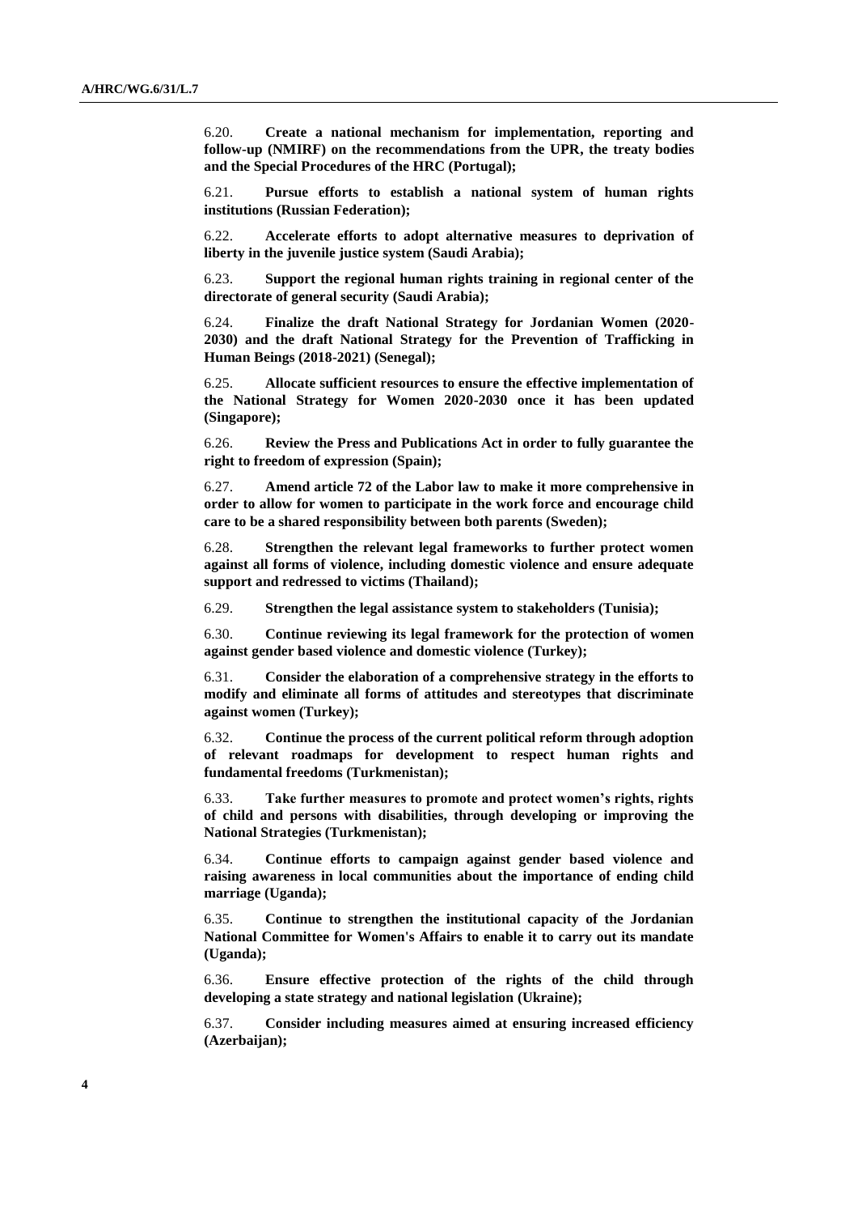6.20. **Create a national mechanism for implementation, reporting and follow-up (NMIRF) on the recommendations from the UPR, the treaty bodies and the Special Procedures of the HRC (Portugal);**

6.21. **Pursue efforts to establish a national system of human rights institutions (Russian Federation);**

6.22. **Accelerate efforts to adopt alternative measures to deprivation of liberty in the juvenile justice system (Saudi Arabia);**

6.23. **Support the regional human rights training in regional center of the directorate of general security (Saudi Arabia);**

6.24. **Finalize the draft National Strategy for Jordanian Women (2020-2030) and the draft National Strategy for the Prevention of Trafficking in Human Beings (2018-2021) (Senegal);**

6.25. **Allocate sufficient resources to ensure the effective implementation of the National Strategy for Women 2020-2030 once it has been updated (Singapore);**

6.26. **Review the Press and Publications Act in order to fully guarantee the right to freedom of expression (Spain);**

6.27. **Amend article 72 of the Labor law to make it more comprehensive in order to allow for women to participate in the work force and encourage child care to be a shared responsibility between both parents (Sweden);**

6.28. **Strengthen the relevant legal frameworks to further protect women against all forms of violence, including domestic violence and ensure adequate support and redressed to victims (Thailand);**

6.29. **Strengthen the legal assistance system to stakeholders (Tunisia);**

6.30. **Continue reviewing its legal framework for the protection of women against gender based violence and domestic violence (Turkey);**

6.31. **Consider the elaboration of a comprehensive strategy in the efforts to modify and eliminate all forms of attitudes and stereotypes that discriminate against women (Turkey);**

6.32. **Continue the process of the current political reform through adoption of relevant roadmaps for development to respect human rights and fundamental freedoms (Turkmenistan);**

6.33. **Take further measures to promote and protect women's rights, rights of child and persons with disabilities, through developing or improving the National Strategies (Turkmenistan);**

6.34. **Continue efforts to campaign against gender based violence and raising awareness in local communities about the importance of ending child marriage (Uganda);**

6.35. **Continue to strengthen the institutional capacity of the Jordanian National Committee for Women's Affairs to enable it to carry out its mandate (Uganda);**

6.36. **Ensure effective protection of the rights of the child through developing a state strategy and national legislation (Ukraine);**

6.37. **Consider including measures aimed at ensuring increased efficiency (Azerbaijan);**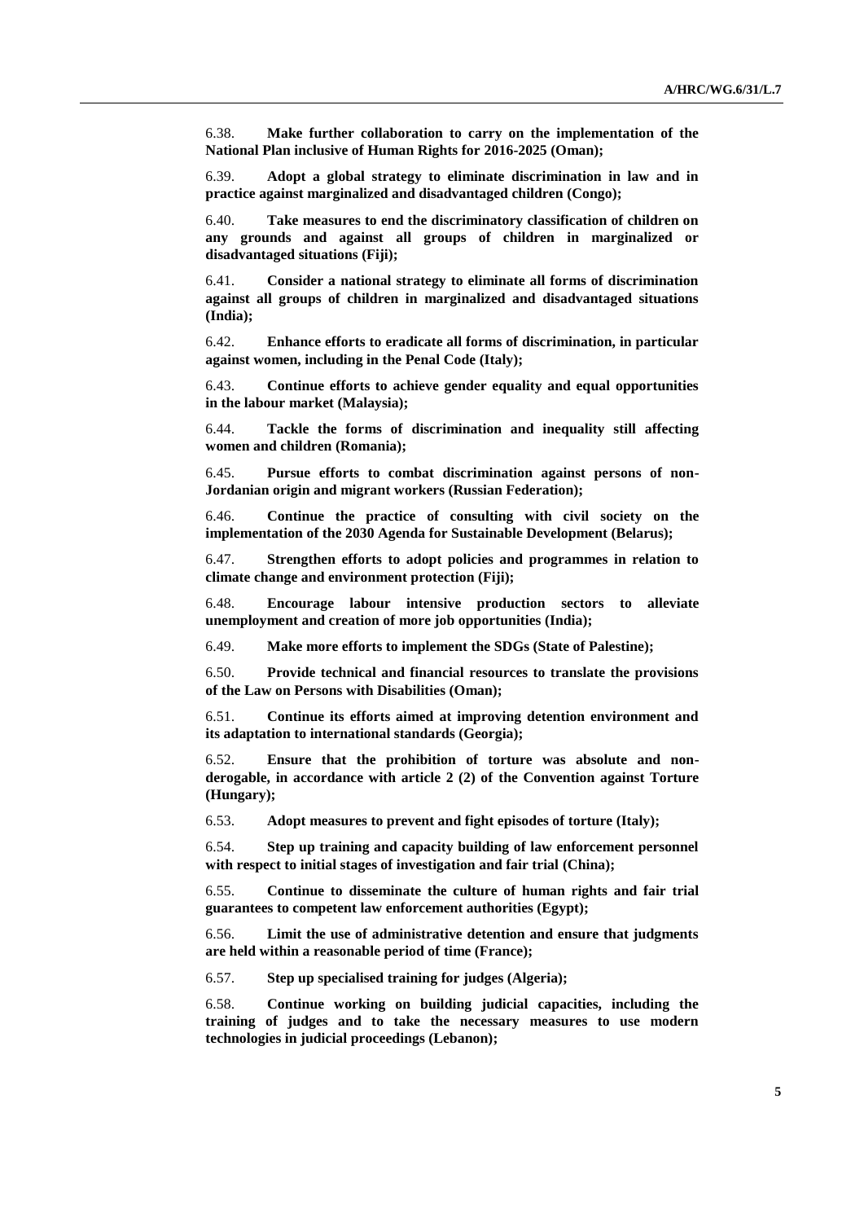6.38. **Make further collaboration to carry on the implementation of the National Plan inclusive of Human Rights for 2016-2025 (Oman);**

6.39. **Adopt a global strategy to eliminate discrimination in law and in practice against marginalized and disadvantaged children (Congo);**

6.40. **Take measures to end the discriminatory classification of children on any grounds and against all groups of children in marginalized or disadvantaged situations (Fiji);**

6.41. **Consider a national strategy to eliminate all forms of discrimination against all groups of children in marginalized and disadvantaged situations (India);**

6.42. **Enhance efforts to eradicate all forms of discrimination, in particular against women, including in the Penal Code (Italy);**

6.43. **Continue efforts to achieve gender equality and equal opportunities in the labour market (Malaysia);**

6.44. **Tackle the forms of discrimination and inequality still affecting women and children (Romania);**

6.45. **Pursue efforts to combat discrimination against persons of non-Jordanian origin and migrant workers (Russian Federation);**

6.46. **Continue the practice of consulting with civil society on the implementation of the 2030 Agenda for Sustainable Development (Belarus);**

6.47. **Strengthen efforts to adopt policies and programmes in relation to climate change and environment protection (Fiji);**

6.48. **Encourage labour intensive production sectors to alleviate unemployment and creation of more job opportunities (India);**

6.49. **Make more efforts to implement the SDGs (State of Palestine);**

6.50. **Provide technical and financial resources to translate the provisions of the Law on Persons with Disabilities (Oman);**

6.51. **Continue its efforts aimed at improving detention environment and its adaptation to international standards (Georgia);**

6.52. **Ensure that the prohibition of torture was absolute and non-derogable, in accordance with article 2 (2) of the Convention against Torture (Hungary);**

6.53. **Adopt measures to prevent and fight episodes of torture (Italy);**

6.54. **Step up training and capacity building of law enforcement personnel with respect to initial stages of investigation and fair trial (China);**

6.55. **Continue to disseminate the culture of human rights and fair trial guarantees to competent law enforcement authorities (Egypt);**

6.56. **Limit the use of administrative detention and ensure that judgments are held within a reasonable period of time (France);**

6.57. **Step up specialised training for judges (Algeria);**

6.58. **Continue working on building judicial capacities, including the training of judges and to take the necessary measures to use modern technologies in judicial proceedings (Lebanon);**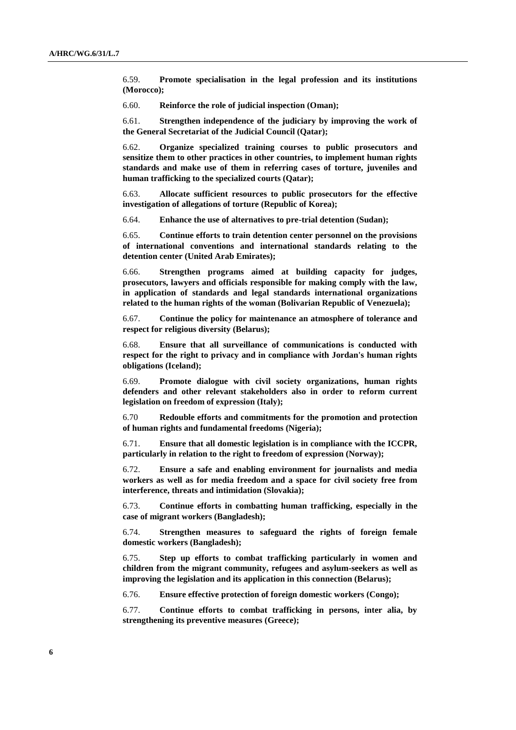6.59. **Promote specialisation in the legal profession and its institutions (Morocco);**

6.60. **Reinforce the role of judicial inspection (Oman);**

6.61. **Strengthen independence of the judiciary by improving the work of the General Secretariat of the Judicial Council (Qatar);**

6.62. **Organize specialized training courses to public prosecutors and sensitize them to other practices in other countries, to implement human rights standards and make use of them in referring cases of torture, juveniles and human trafficking to the specialized courts (Qatar);**

6.63. **Allocate sufficient resources to public prosecutors for the effective investigation of allegations of torture (Republic of Korea);**

6.64. **Enhance the use of alternatives to pre-trial detention (Sudan);**

6.65. **Continue efforts to train detention center personnel on the provisions of international conventions and international standards relating to the detention center (United Arab Emirates);**

6.66. **Strengthen programs aimed at building capacity for judges, prosecutors, lawyers and officials responsible for making comply with the law, in application of standards and legal standards international organizations related to the human rights of the woman (Bolivarian Republic of Venezuela);**

6.67. **Continue the policy for maintenance an atmosphere of tolerance and respect for religious diversity (Belarus);**

6.68. **Ensure that all surveillance of communications is conducted with respect for the right to privacy and in compliance with Jordan's human rights obligations (Iceland);**

6.69. **Promote dialogue with civil society organizations, human rights defenders and other relevant stakeholders also in order to reform current legislation on freedom of expression (Italy);**

6.70 **Redouble efforts and commitments for the promotion and protection of human rights and fundamental freedoms (Nigeria);**

6.71. **Ensure that all domestic legislation is in compliance with the ICCPR, particularly in relation to the right to freedom of expression (Norway);**

6.72. **Ensure a safe and enabling environment for journalists and media workers as well as for media freedom and a space for civil society free from interference, threats and intimidation (Slovakia);**

6.73. **Continue efforts in combatting human trafficking, especially in the case of migrant workers (Bangladesh);**

6.74. **Strengthen measures to safeguard the rights of foreign female domestic workers (Bangladesh);**

6.75. **Step up efforts to combat trafficking particularly in women and children from the migrant community, refugees and asylum-seekers as well as improving the legislation and its application in this connection (Belarus);**

6.76. **Ensure effective protection of foreign domestic workers (Congo);**

6.77. **Continue efforts to combat trafficking in persons, inter alia, by strengthening its preventive measures (Greece);**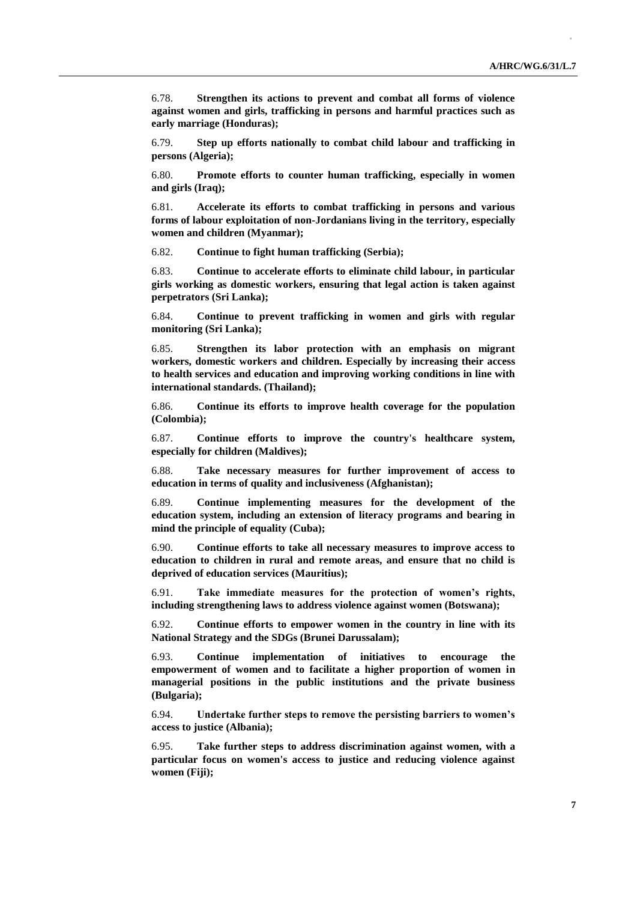6.78. **Strengthen its actions to prevent and combat all forms of violence against women and girls, trafficking in persons and harmful practices such as early marriage (Honduras);**

6.79. **Step up efforts nationally to combat child labour and trafficking in persons (Algeria);**

6.80. **Promote efforts to counter human trafficking, especially in women and girls (Iraq);**

6.81. **Accelerate its efforts to combat trafficking in persons and various forms of labour exploitation of non-Jordanians living in the territory, especially women and children (Myanmar);**

6.82. **Continue to fight human trafficking (Serbia);**

6.83. **Continue to accelerate efforts to eliminate child labour, in particular girls working as domestic workers, ensuring that legal action is taken against perpetrators (Sri Lanka);**

6.84. **Continue to prevent trafficking in women and girls with regular monitoring (Sri Lanka);**

6.85. **Strengthen its labor protection with an emphasis on migrant workers, domestic workers and children. Especially by increasing their access to health services and education and improving working conditions in line with international standards. (Thailand);**

6.86. **Continue its efforts to improve health coverage for the population (Colombia);**

6.87. **Continue efforts to improve the country's healthcare system, especially for children (Maldives);**

6.88. **Take necessary measures for further improvement of access to education in terms of quality and inclusiveness (Afghanistan);**

6.89. **Continue implementing measures for the development of the education system, including an extension of literacy programs and bearing in mind the principle of equality (Cuba);**

6.90. **Continue efforts to take all necessary measures to improve access to education to children in rural and remote areas, and ensure that no child is deprived of education services (Mauritius);**

6.91. **Take immediate measures for the protection of women's rights, including strengthening laws to address violence against women (Botswana);**

6.92. **Continue efforts to empower women in the country in line with its National Strategy and the SDGs (Brunei Darussalam);**

6.93. **Continue implementation of initiatives to encourage the empowerment of women and to facilitate a higher proportion of women in managerial positions in the public institutions and the private business (Bulgaria);**

6.94. **Undertake further steps to remove the persisting barriers to women's access to justice (Albania);**

6.95. **Take further steps to address discrimination against women, with a particular focus on women's access to justice and reducing violence against women (Fiji);**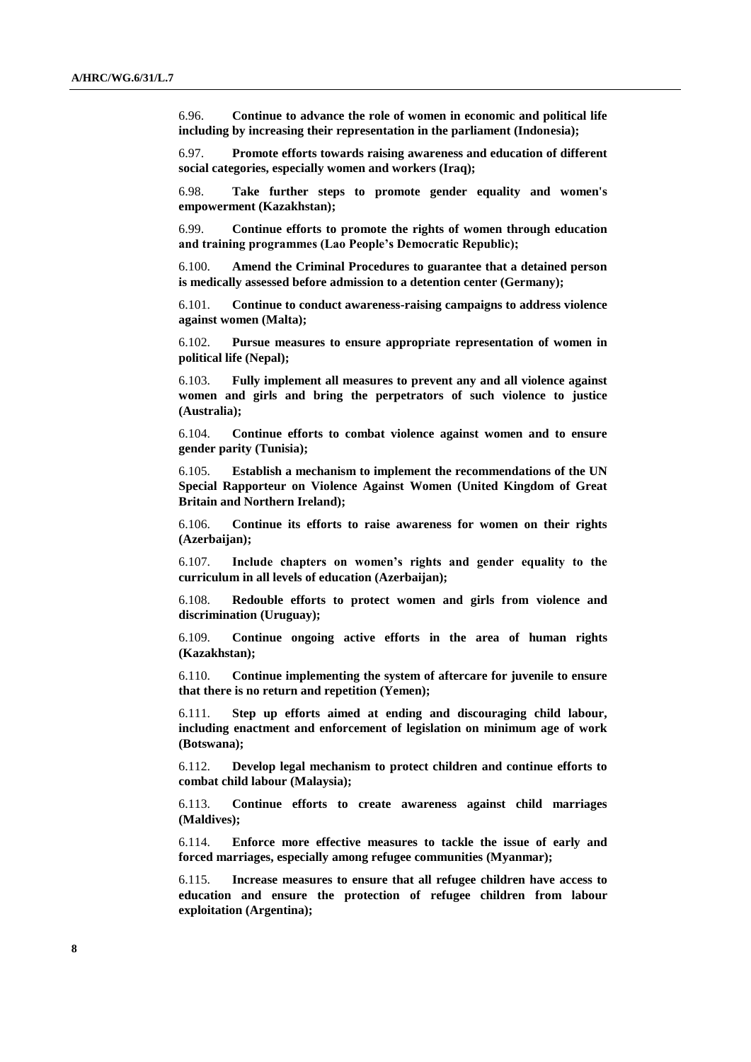6.96. **Continue to advance the role of women in economic and political life including by increasing their representation in the parliament (Indonesia);**

6.97. **Promote efforts towards raising awareness and education of different social categories, especially women and workers (Iraq);**

6.98. **Take further steps to promote gender equality and women's empowerment (Kazakhstan);**

6.99. **Continue efforts to promote the rights of women through education and training programmes (Lao People's Democratic Republic);**

6.100. **Amend the Criminal Procedures to guarantee that a detained person is medically assessed before admission to a detention center (Germany);**

6.101. **Continue to conduct awareness-raising campaigns to address violence against women (Malta);**

6.102. **Pursue measures to ensure appropriate representation of women in political life (Nepal);**

6.103. **Fully implement all measures to prevent any and all violence against women and girls and bring the perpetrators of such violence to justice (Australia);**

6.104. **Continue efforts to combat violence against women and to ensure gender parity (Tunisia);**

6.105. **Establish a mechanism to implement the recommendations of the UN Special Rapporteur on Violence Against Women (United Kingdom of Great Britain and Northern Ireland);**

6.106. **Continue its efforts to raise awareness for women on their rights (Azerbaijan);**

6.107. **Include chapters on women's rights and gender equality to the curriculum in all levels of education (Azerbaijan);**

6.108. **Redouble efforts to protect women and girls from violence and discrimination (Uruguay);**

6.109. **Continue ongoing active efforts in the area of human rights (Kazakhstan);**

6.110. **Continue implementing the system of aftercare for juvenile to ensure that there is no return and repetition (Yemen);**

6.111. **Step up efforts aimed at ending and discouraging child labour, including enactment and enforcement of legislation on minimum age of work (Botswana);**

6.112. **Develop legal mechanism to protect children and continue efforts to combat child labour (Malaysia);**

6.113. **Continue efforts to create awareness against child marriages (Maldives);**

6.114. **Enforce more effective measures to tackle the issue of early and forced marriages, especially among refugee communities (Myanmar);**

6.115. **Increase measures to ensure that all refugee children have access to education and ensure the protection of refugee children from labour exploitation (Argentina);**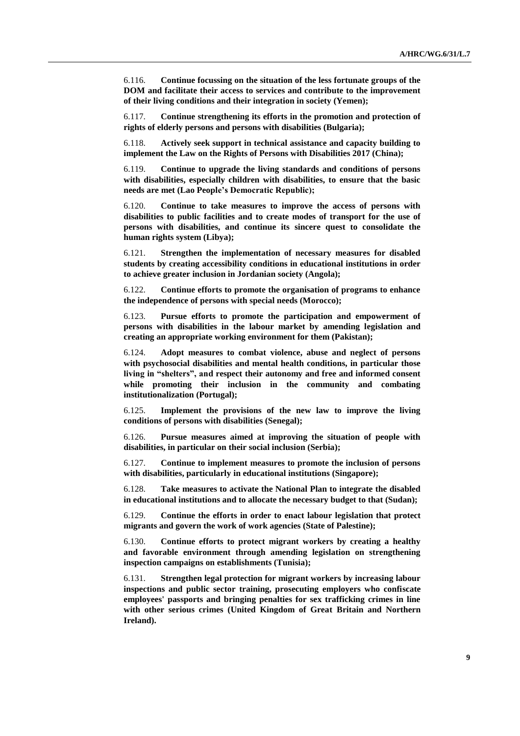6.116. **Continue focussing on the situation of the less fortunate groups of the DOM and facilitate their access to services and contribute to the improvement of their living conditions and their integration in society (Yemen);**

6.117. **Continue strengthening its efforts in the promotion and protection of rights of elderly persons and persons with disabilities (Bulgaria);**

6.118. **Actively seek support in technical assistance and capacity building to implement the Law on the Rights of Persons with Disabilities 2017 (China);**

6.119. **Continue to upgrade the living standards and conditions of persons with disabilities, especially children with disabilities, to ensure that the basic needs are met (Lao People's Democratic Republic);**

6.120. **Continue to take measures to improve the access of persons with disabilities to public facilities and to create modes of transport for the use of persons with disabilities, and continue its sincere quest to consolidate the human rights system (Libya);**

6.121. **Strengthen the implementation of necessary measures for disabled students by creating accessibility conditions in educational institutions in order to achieve greater inclusion in Jordanian society (Angola);**

6.122. **Continue efforts to promote the organisation of programs to enhance the independence of persons with special needs (Morocco);**

6.123. **Pursue efforts to promote the participation and empowerment of persons with disabilities in the labour market by amending legislation and creating an appropriate working environment for them (Pakistan);**

6.124. **Adopt measures to combat violence, abuse and neglect of persons with psychosocial disabilities and mental health conditions, in particular those living in "shelters", and respect their autonomy and free and informed consent while promoting their inclusion in the community and combating institutionalization (Portugal);**

6.125. **Implement the provisions of the new law to improve the living conditions of persons with disabilities (Senegal);**

6.126. **Pursue measures aimed at improving the situation of people with disabilities, in particular on their social inclusion (Serbia);**

6.127. **Continue to implement measures to promote the inclusion of persons with disabilities, particularly in educational institutions (Singapore);**

6.128. **Take measures to activate the National Plan to integrate the disabled in educational institutions and to allocate the necessary budget to that (Sudan);**

6.129. **Continue the efforts in order to enact labour legislation that protect migrants and govern the work of work agencies (State of Palestine);**

6.130. **Continue efforts to protect migrant workers by creating a healthy and favorable environment through amending legislation on strengthening inspection campaigns on establishments (Tunisia);**

6.131. **Strengthen legal protection for migrant workers by increasing labour inspections and public sector training, prosecuting employers who confiscate employees' passports and bringing penalties for sex trafficking crimes in line with other serious crimes (United Kingdom of Great Britain and Northern Ireland).**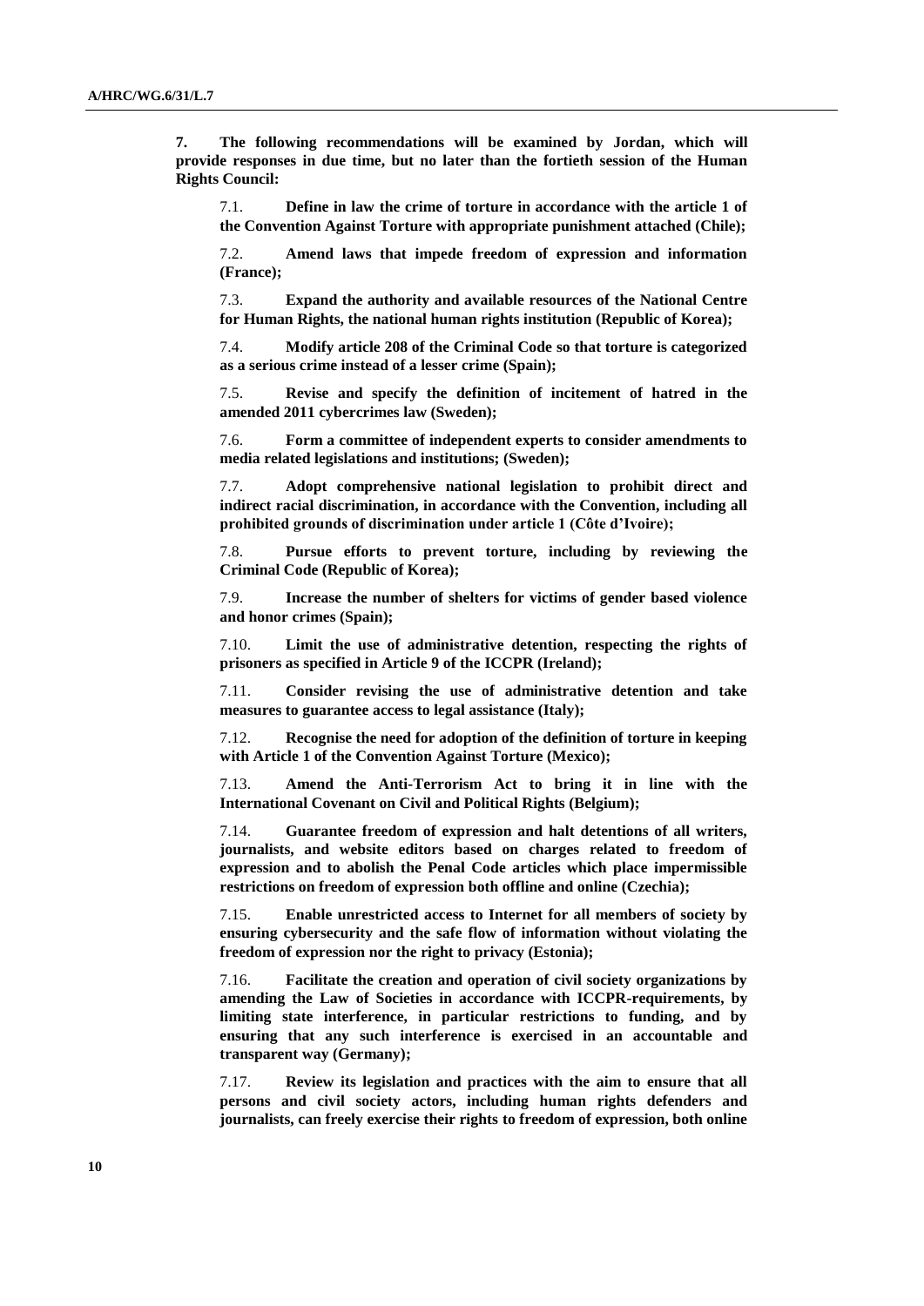**7. The following recommendations will be examined by Jordan, which will provide responses in due time, but no later than the fortieth session of the Human Rights Council:**

7.1. **Define in law the crime of torture in accordance with the article 1 of the Convention Against Torture with appropriate punishment attached (Chile);**

7.2. **Amend laws that impede freedom of expression and information (France);**

7.3. **Expand the authority and available resources of the National Centre for Human Rights, the national human rights institution (Republic of Korea);**

7.4. **Modify article 208 of the Criminal Code so that torture is categorized as a serious crime instead of a lesser crime (Spain);**

7.5. **Revise and specify the definition of incitement of hatred in the amended 2011 cybercrimes law (Sweden);**

7.6. **Form a committee of independent experts to consider amendments to media related legislations and institutions; (Sweden);**

7.7. **Adopt comprehensive national legislation to prohibit direct and indirect racial discrimination, in accordance with the Convention, including all prohibited grounds of discrimination under article 1 (Côte d'Ivoire);**

7.8. **Pursue efforts to prevent torture, including by reviewing the Criminal Code (Republic of Korea);**

7.9. **Increase the number of shelters for victims of gender based violence and honor crimes (Spain);**

7.10. **Limit the use of administrative detention, respecting the rights of prisoners as specified in Article 9 of the ICCPR (Ireland);**

7.11. **Consider revising the use of administrative detention and take measures to guarantee access to legal assistance (Italy);**

7.12. **Recognise the need for adoption of the definition of torture in keeping with Article 1 of the Convention Against Torture (Mexico);**

7.13. **Amend the Anti-Terrorism Act to bring it in line with the International Covenant on Civil and Political Rights (Belgium);**

7.14. **Guarantee freedom of expression and halt detentions of all writers, journalists, and website editors based on charges related to freedom of expression and to abolish the Penal Code articles which place impermissible restrictions on freedom of expression both offline and online (Czechia);**

7.15. **Enable unrestricted access to Internet for all members of society by ensuring cybersecurity and the safe flow of information without violating the freedom of expression nor the right to privacy (Estonia);**

7.16. **Facilitate the creation and operation of civil society organizations by amending the Law of Societies in accordance with ICCPR-requirements, by limiting state interference, in particular restrictions to funding, and by ensuring that any such interference is exercised in an accountable and transparent way (Germany);**

7.17. **Review its legislation and practices with the aim to ensure that all persons and civil society actors, including human rights defenders and journalists, can freely exercise their rights to freedom of expression, both online**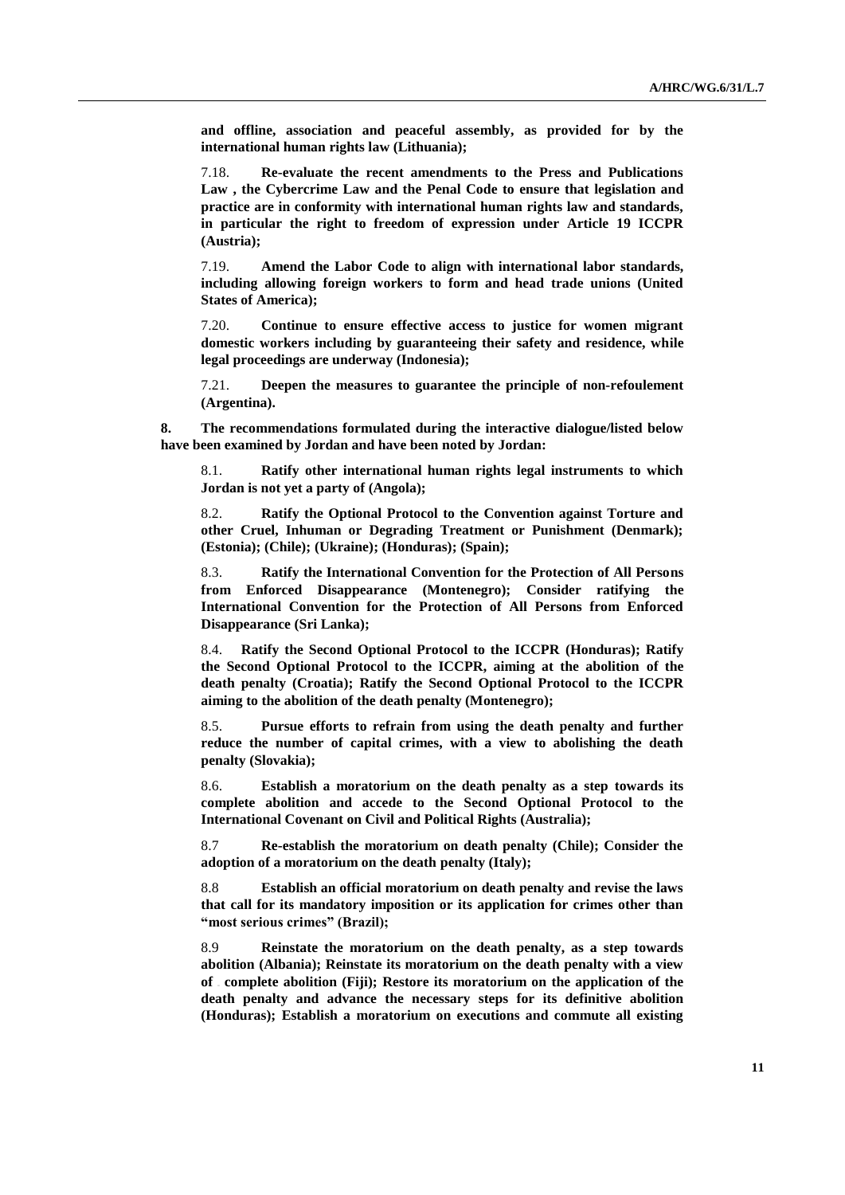**and offline, association and peaceful assembly, as provided for by the international human rights law (Lithuania);**

7.18. **Re-evaluate the recent amendments to the Press and Publications Law , the Cybercrime Law and the Penal Code to ensure that legislation and practice are in conformity with international human rights law and standards, in particular the right to freedom of expression under Article 19 ICCPR (Austria);**

7.19. **Amend the Labor Code to align with international labor standards, including allowing foreign workers to form and head trade unions (United States of America);**

7.20. **Continue to ensure effective access to justice for women migrant domestic workers including by guaranteeing their safety and residence, while legal proceedings are underway (Indonesia);**

7.21. **Deepen the measures to guarantee the principle of non-refoulement (Argentina).**

**8. The recommendations formulated during the interactive dialogue/listed below have been examined by Jordan and have been noted by Jordan:**

8.1. **Ratify other international human rights legal instruments to which Jordan is not yet a party of (Angola);**

8.2. **Ratify the Optional Protocol to the Convention against Torture and other Cruel, Inhuman or Degrading Treatment or Punishment (Denmark); (Estonia); (Chile); (Ukraine); (Honduras); (Spain);**

8.3. **Ratify the International Convention for the Protection of All Persons from Enforced Disappearance (Montenegro); Consider ratifying the International Convention for the Protection of All Persons from Enforced Disappearance (Sri Lanka);**

8.4. **Ratify the Second Optional Protocol to the ICCPR (Honduras); Ratify the Second Optional Protocol to the ICCPR, aiming at the abolition of the death penalty (Croatia); Ratify the Second Optional Protocol to the ICCPR aiming to the abolition of the death penalty (Montenegro);**

8.5. **Pursue efforts to refrain from using the death penalty and further reduce the number of capital crimes, with a view to abolishing the death penalty (Slovakia);**

8.6. **Establish a moratorium on the death penalty as a step towards its complete abolition and accede to the Second Optional Protocol to the International Covenant on Civil and Political Rights (Australia);**

8.7 **Re-establish the moratorium on death penalty (Chile); Consider the adoption of a moratorium on the death penalty (Italy);**

8.8 **Establish an official moratorium on death penalty and revise the laws that call for its mandatory imposition or its application for crimes other than "most serious crimes" (Brazil);**

8.9 **Reinstate the moratorium on the death penalty, as a step towards abolition (Albania); Reinstate its moratorium on the death penalty with a view of complete abolition (Fiji); Restore its moratorium on the application of the death penalty and advance the necessary steps for its definitive abolition (Honduras); Establish a moratorium on executions and commute all existing**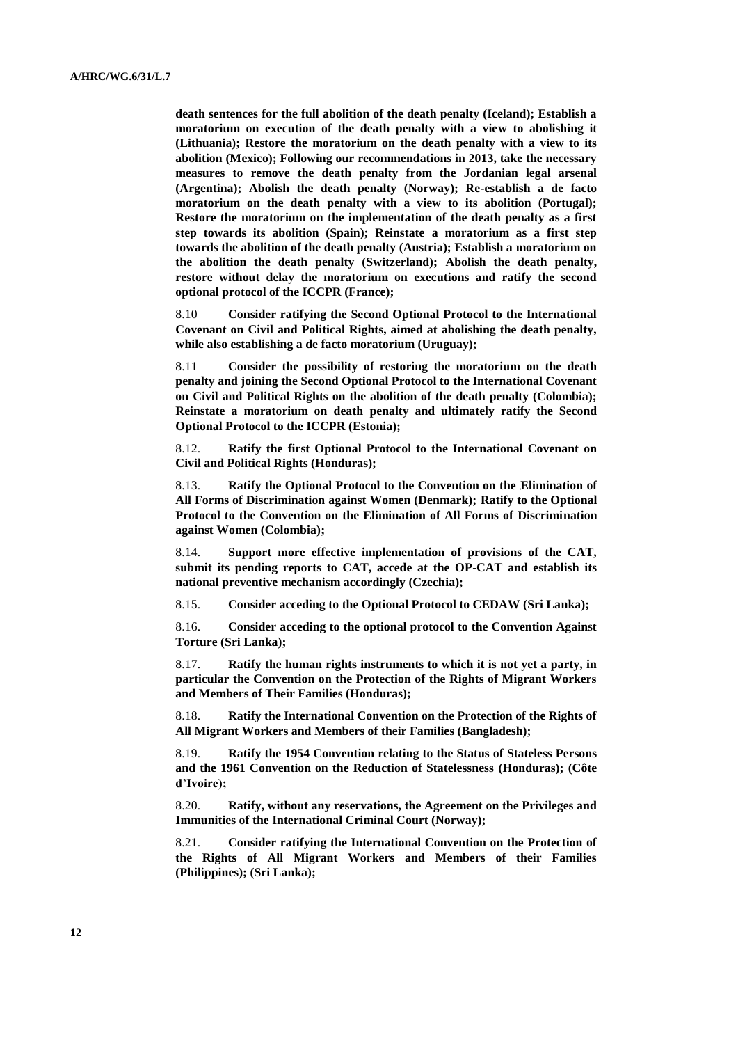**death sentences for the full abolition of the death penalty (Iceland); Establish a moratorium on execution of the death penalty with a view to abolishing it (Lithuania); Restore the moratorium on the death penalty with a view to its abolition (Mexico); Following our recommendations in 2013, take the necessary measures to remove the death penalty from the Jordanian legal arsenal (Argentina); Abolish the death penalty (Norway); Re-establish a de facto moratorium on the death penalty with a view to its abolition (Portugal); Restore the moratorium on the implementation of the death penalty as a first step towards its abolition (Spain); Reinstate a moratorium as a first step towards the abolition of the death penalty (Austria); Establish a moratorium on the abolition the death penalty (Switzerland); Abolish the death penalty, restore without delay the moratorium on executions and ratify the second optional protocol of the ICCPR (France);**

8.10 **Consider ratifying the Second Optional Protocol to the International Covenant on Civil and Political Rights, aimed at abolishing the death penalty, while also establishing a de facto moratorium (Uruguay);**

8.11 **Consider the possibility of restoring the moratorium on the death penalty and joining the Second Optional Protocol to the International Covenant on Civil and Political Rights on the abolition of the death penalty (Colombia); Reinstate a moratorium on death penalty and ultimately ratify the Second Optional Protocol to the ICCPR (Estonia);**

8.12. **Ratify the first Optional Protocol to the International Covenant on Civil and Political Rights (Honduras);**

8.13. **Ratify the Optional Protocol to the Convention on the Elimination of All Forms of Discrimination against Women (Denmark); Ratify to the Optional Protocol to the Convention on the Elimination of All Forms of Discrimination against Women (Colombia);**

8.14. **Support more effective implementation of provisions of the CAT, submit its pending reports to CAT, accede at the OP-CAT and establish its national preventive mechanism accordingly (Czechia);**

8.15. **Consider acceding to the Optional Protocol to CEDAW (Sri Lanka);**

8.16. **Consider acceding to the optional protocol to the Convention Against Torture (Sri Lanka);**

8.17. **Ratify the human rights instruments to which it is not yet a party, in particular the Convention on the Protection of the Rights of Migrant Workers and Members of Their Families (Honduras);**

8.18. **Ratify the International Convention on the Protection of the Rights of All Migrant Workers and Members of their Families (Bangladesh);**

8.19. **Ratify the 1954 Convention relating to the Status of Stateless Persons and the 1961 Convention on the Reduction of Statelessness (Honduras); (Côte d'Ivoire);**

8.20. **Ratify, without any reservations, the Agreement on the Privileges and Immunities of the International Criminal Court (Norway);**

8.21. **Consider ratifying the International Convention on the Protection of the Rights of All Migrant Workers and Members of their Families (Philippines); (Sri Lanka);**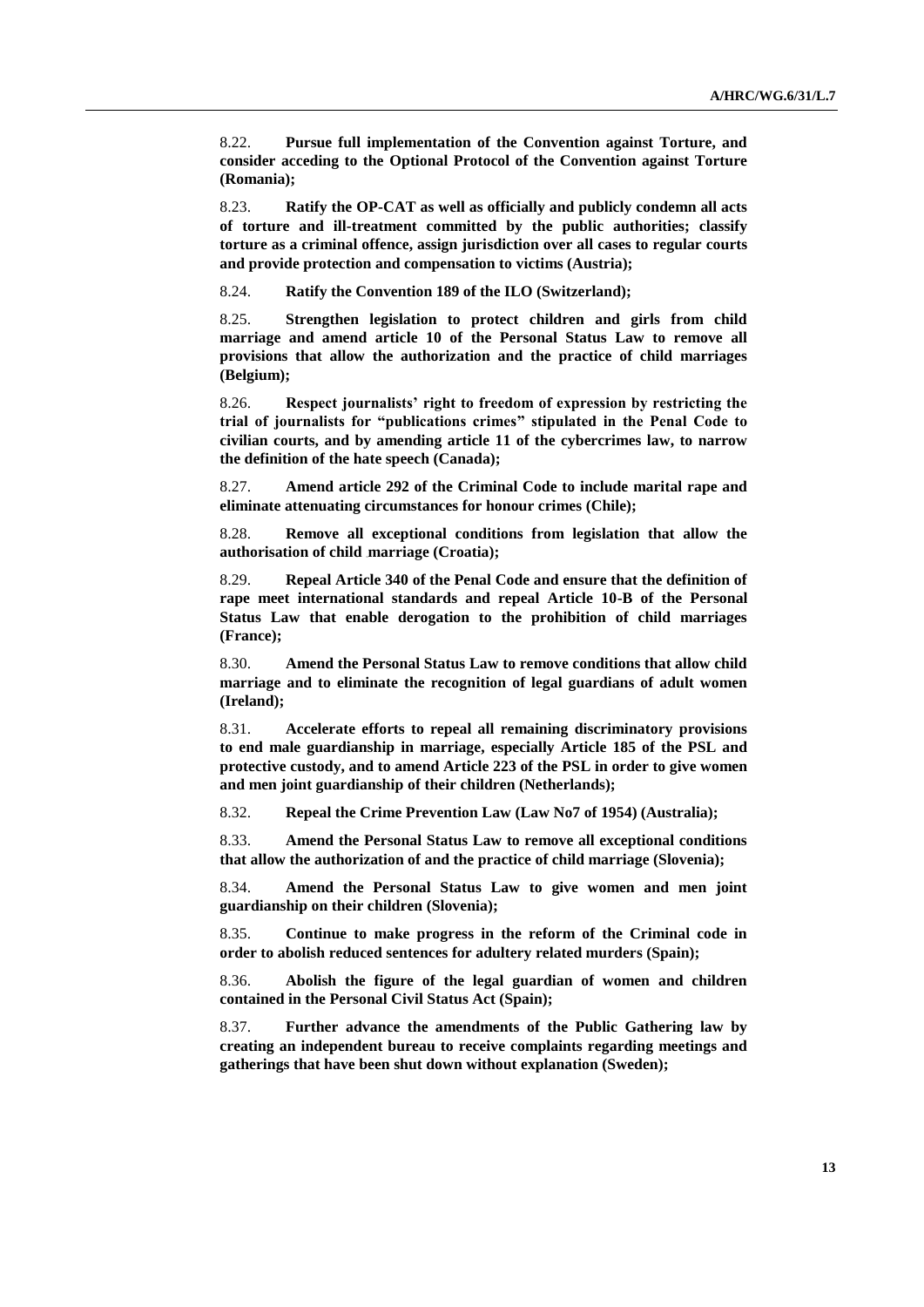8.22. **Pursue full implementation of the Convention against Torture, and consider acceding to the Optional Protocol of the Convention against Torture (Romania);**

8.23. **Ratify the OP-CAT as well as officially and publicly condemn all acts of torture and ill-treatment committed by the public authorities; classify torture as a criminal offence, assign jurisdiction over all cases to regular courts and provide protection and compensation to victims (Austria);**

8.24. **Ratify the Convention 189 of the ILO (Switzerland);**

8.25. **Strengthen legislation to protect children and girls from child marriage and amend article 10 of the Personal Status Law to remove all provisions that allow the authorization and the practice of child marriages (Belgium);**

8.26. **Respect journalists' right to freedom of expression by restricting the trial of journalists for "publications crimes" stipulated in the Penal Code to civilian courts, and by amending article 11 of the cybercrimes law, to narrow the definition of the hate speech (Canada);**

8.27. **Amend article 292 of the Criminal Code to include marital rape and eliminate attenuating circumstances for honour crimes (Chile);**

8.28. **Remove all exceptional conditions from legislation that allow the authorisation of child marriage (Croatia);**

8.29. **Repeal Article 340 of the Penal Code and ensure that the definition of rape meet international standards and repeal Article 10-B of the Personal Status Law that enable derogation to the prohibition of child marriages (France);**

8.30. **Amend the Personal Status Law to remove conditions that allow child marriage and to eliminate the recognition of legal guardians of adult women (Ireland);**

8.31. **Accelerate efforts to repeal all remaining discriminatory provisions to end male guardianship in marriage, especially Article 185 of the PSL and protective custody, and to amend Article 223 of the PSL in order to give women and men joint guardianship of their children (Netherlands);**

8.32. **Repeal the Crime Prevention Law (Law No7 of 1954) (Australia);**

8.33. **Amend the Personal Status Law to remove all exceptional conditions that allow the authorization of and the practice of child marriage (Slovenia);**

8.34. **Amend the Personal Status Law to give women and men joint guardianship on their children (Slovenia);**

8.35. **Continue to make progress in the reform of the Criminal code in order to abolish reduced sentences for adultery related murders (Spain);**

8.36. **Abolish the figure of the legal guardian of women and children contained in the Personal Civil Status Act (Spain);**

8.37. **Further advance the amendments of the Public Gathering law by creating an independent bureau to receive complaints regarding meetings and gatherings that have been shut down without explanation (Sweden);**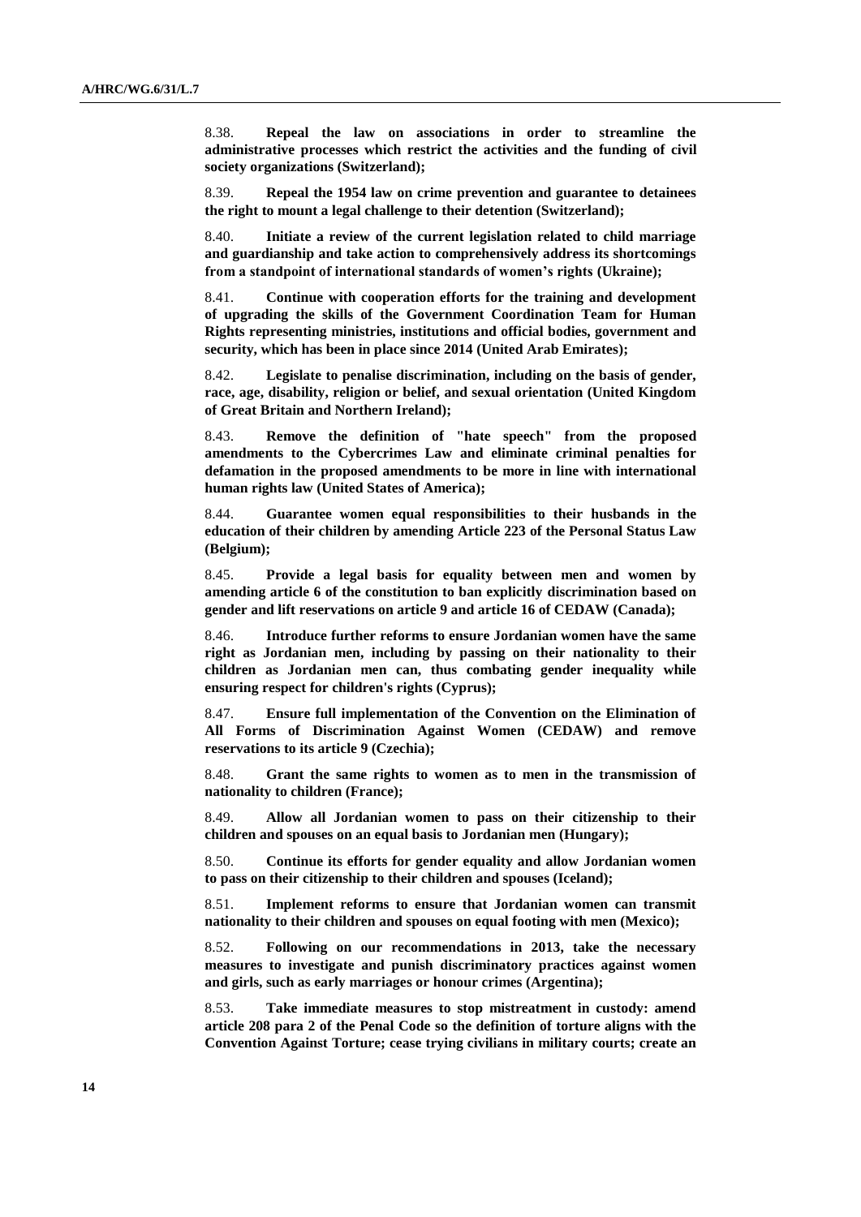8.38. **Repeal the law on associations in order to streamline the administrative processes which restrict the activities and the funding of civil society organizations (Switzerland);**

8.39. **Repeal the 1954 law on crime prevention and guarantee to detainees the right to mount a legal challenge to their detention (Switzerland);**

8.40. **Initiate a review of the current legislation related to child marriage and guardianship and take action to comprehensively address its shortcomings from a standpoint of international standards of women's rights (Ukraine);**

8.41. **Continue with cooperation efforts for the training and development of upgrading the skills of the Government Coordination Team for Human Rights representing ministries, institutions and official bodies, government and security, which has been in place since 2014 (United Arab Emirates);**

8.42. **Legislate to penalise discrimination, including on the basis of gender, race, age, disability, religion or belief, and sexual orientation (United Kingdom of Great Britain and Northern Ireland);**

8.43. **Remove the definition of "hate speech" from the proposed amendments to the Cybercrimes Law and eliminate criminal penalties for defamation in the proposed amendments to be more in line with international human rights law (United States of America);**

8.44. **Guarantee women equal responsibilities to their husbands in the education of their children by amending Article 223 of the Personal Status Law (Belgium);**

8.45. **Provide a legal basis for equality between men and women by amending article 6 of the constitution to ban explicitly discrimination based on gender and lift reservations on article 9 and article 16 of CEDAW (Canada);**

8.46. **Introduce further reforms to ensure Jordanian women have the same right as Jordanian men, including by passing on their nationality to their children as Jordanian men can, thus combating gender inequality while ensuring respect for children's rights (Cyprus);**

8.47. **Ensure full implementation of the Convention on the Elimination of All Forms of Discrimination Against Women (CEDAW) and remove reservations to its article 9 (Czechia);**

8.48. **Grant the same rights to women as to men in the transmission of nationality to children (France);**

8.49. **Allow all Jordanian women to pass on their citizenship to their children and spouses on an equal basis to Jordanian men (Hungary);**

8.50. **Continue its efforts for gender equality and allow Jordanian women to pass on their citizenship to their children and spouses (Iceland);**

8.51. **Implement reforms to ensure that Jordanian women can transmit nationality to their children and spouses on equal footing with men (Mexico);**

8.52. **Following on our recommendations in 2013, take the necessary measures to investigate and punish discriminatory practices against women and girls, such as early marriages or honour crimes (Argentina);**

8.53. **Take immediate measures to stop mistreatment in custody: amend article 208 para 2 of the Penal Code so the definition of torture aligns with the Convention Against Torture; cease trying civilians in military courts; create an**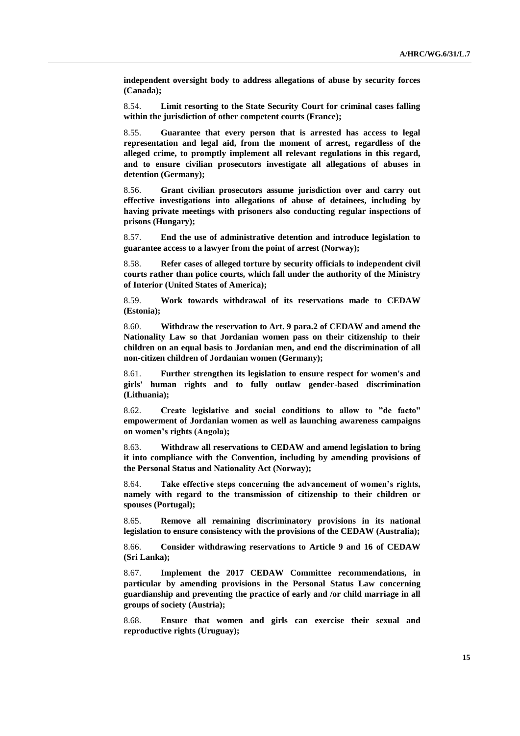**independent oversight body to address allegations of abuse by security forces (Canada);**

8.54. **Limit resorting to the State Security Court for criminal cases falling within the jurisdiction of other competent courts (France);**

8.55. **Guarantee that every person that is arrested has access to legal representation and legal aid, from the moment of arrest, regardless of the alleged crime, to promptly implement all relevant regulations in this regard, and to ensure civilian prosecutors investigate all allegations of abuses in detention (Germany);**

8.56. **Grant civilian prosecutors assume jurisdiction over and carry out effective investigations into allegations of abuse of detainees, including by having private meetings with prisoners also conducting regular inspections of prisons (Hungary);**

8.57. **End the use of administrative detention and introduce legislation to guarantee access to a lawyer from the point of arrest (Norway);**

8.58. **Refer cases of alleged torture by security officials to independent civil courts rather than police courts, which fall under the authority of the Ministry of Interior (United States of America);**

8.59. **Work towards withdrawal of its reservations made to CEDAW (Estonia);**

8.60. **Withdraw the reservation to Art. 9 para.2 of CEDAW and amend the Nationality Law so that Jordanian women pass on their citizenship to their children on an equal basis to Jordanian men, and end the discrimination of all non-citizen children of Jordanian women (Germany);**

8.61. **Further strengthen its legislation to ensure respect for women's and girls' human rights and to fully outlaw gender-based discrimination (Lithuania);**

8.62. **Create legislative and social conditions to allow to "de facto" empowerment of Jordanian women as well as launching awareness campaigns on women's rights (Angola);**

8.63. **Withdraw all reservations to CEDAW and amend legislation to bring it into compliance with the Convention, including by amending provisions of the Personal Status and Nationality Act (Norway);**

8.64. **Take effective steps concerning the advancement of women's rights, namely with regard to the transmission of citizenship to their children or spouses (Portugal);**

8.65. **Remove all remaining discriminatory provisions in its national legislation to ensure consistency with the provisions of the CEDAW (Australia);**

8.66. **Consider withdrawing reservations to Article 9 and 16 of CEDAW (Sri Lanka);**

8.67. **Implement the 2017 CEDAW Committee recommendations, in particular by amending provisions in the Personal Status Law concerning guardianship and preventing the practice of early and /or child marriage in all groups of society (Austria);**

8.68. **Ensure that women and girls can exercise their sexual and reproductive rights (Uruguay);**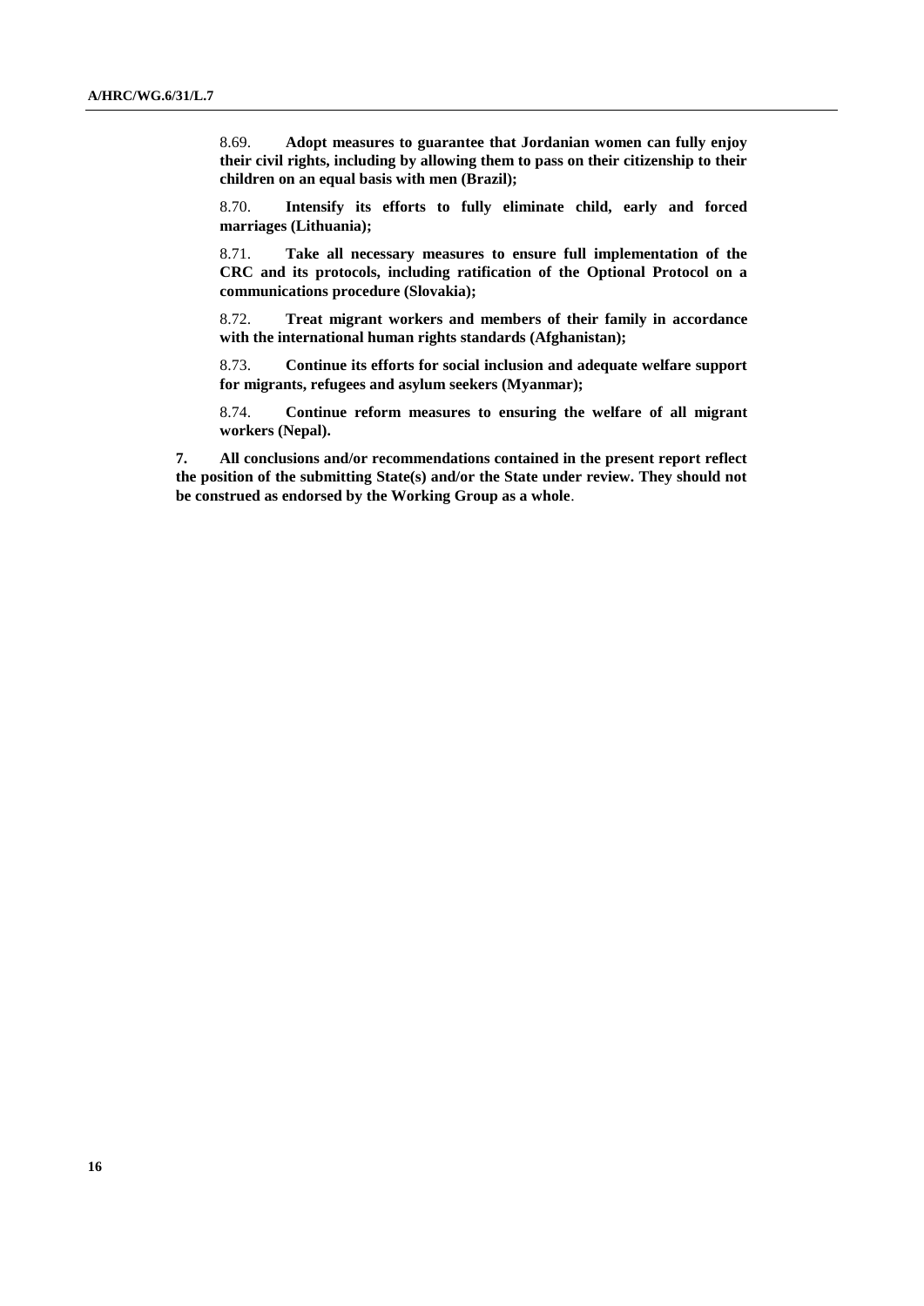8.69. **Adopt measures to guarantee that Jordanian women can fully enjoy their civil rights, including by allowing them to pass on their citizenship to their children on an equal basis with men (Brazil);**

8.70. **Intensify its efforts to fully eliminate child, early and forced marriages (Lithuania);**

8.71. **Take all necessary measures to ensure full implementation of the CRC and its protocols, including ratification of the Optional Protocol on a communications procedure (Slovakia);**

8.72. **Treat migrant workers and members of their family in accordance with the international human rights standards (Afghanistan);**

8.73. **Continue its efforts for social inclusion and adequate welfare support for migrants, refugees and asylum seekers (Myanmar);**

8.74. **Continue reform measures to ensuring the welfare of all migrant workers (Nepal).**

**7. All conclusions and/or recommendations contained in the present report reflect the position of the submitting State(s) and/or the State under review. They should not be construed as endorsed by the Working Group as a whole**.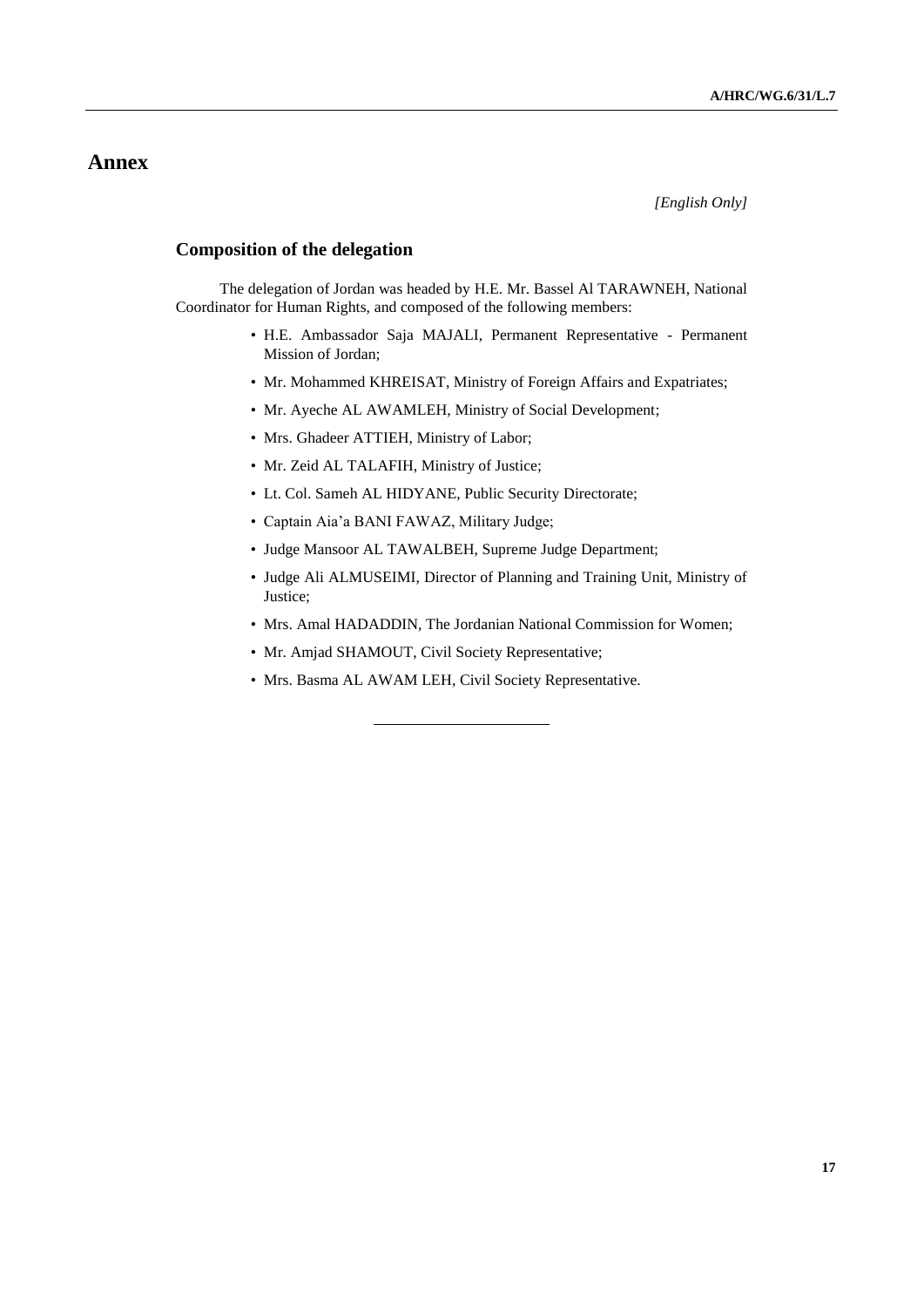# Annex

*[English Only]*

## Composition of the delegation

The delegation of Jordan was headed by H.E. Mr. Bassel Al TARAWNEH, National Coordinator for Human Rights, and composed of the following members:

- H.E. Ambassador Saja MAJALI, Permanent Representative - Permanent Mission of Jordan;
- Mr. Mohammed KHREISAT, Ministry of Foreign Affairs and Expatriates;
- Mr. Ayeche AL AWAMLEH, Ministry of Social Development;
- Mrs. Ghadeer ATTIEH, Ministry of Labor;
- Mr. Zeid AL TALAFIH, Ministry of Justice;
- Lt. Col. Sameh AL HIDYANE, Public Security Directorate;
- Captain Aia'a BANI FAWAZ, Military Judge;
- Judge Mansoor AL TAWALBEH, Supreme Judge Department;
- Judge Ali ALMUSEIMI, Director of Planning and Training Unit, Ministry of Justice;
- Mrs. Amal HADADDIN, The Jordanian National Commission for Women;
- Mr. Amjad SHAMOUT, Civil Society Representative;
- Mrs. Basma AL AWAM LEH, Civil Society Representative.